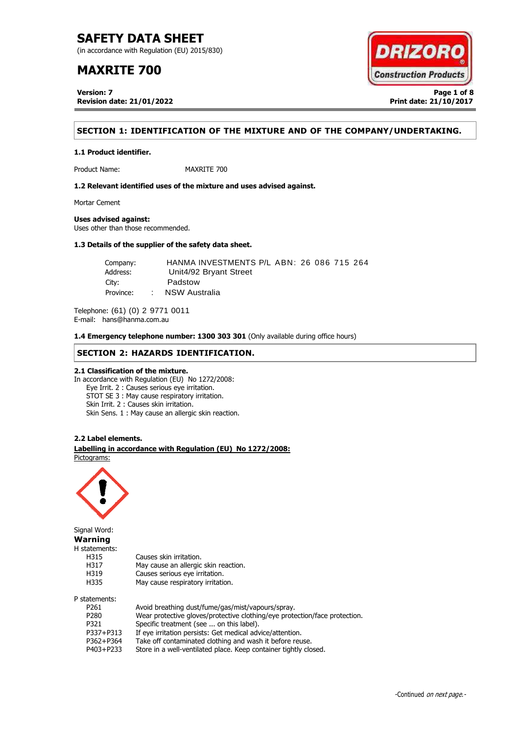# SAFETY DATA SHEET

(in accordance with Regulation (EU) 2015/830)

# MAXRITE 700

**Version: 7**
**Revision date: 21/01/2022**

**Print date: 21/10/2017**

## SECTION 1: IDENTIFICATION OF THE MIXTURE AND OF THE COMPANY/UNDERTAKING.

### 1.1 Product identifier.

Product Name: MAXRITE 700

### 1.2 Relevant identified uses of the mixture and uses advised against.

Mortar Cement

**Uses advised against:**
Uses other than those recommended.

### 1.3 Details of the supplier of the safety data sheet.

Company: HANMA INVESTMENTS P/L ABN: 26 086 715 264
Address: Unit4/92 Bryant Street
City: Padstow
Province: : NSW Australia

Telephone: (61) (0) 2 9771 0011
E-mail: hans@hanma.com.au

**1.4 Emergency telephone number: 1300 303 301** (Only available during office hours)

## SECTION 2: HAZARDS IDENTIFICATION.

### 2.1 Classification of the mixture.

In accordance with Regulation (EU) No 1272/2008:
- Eye Irrit. 2 : Causes serious eye irritation.
- STOT SE 3 : May cause respiratory irritation.
- Skin Irrit. 2 : Causes skin irritation.
- Skin Sens. 1 : May cause an allergic skin reaction.

### 2.2 Label elements.

**Labelling in accordance with Regulation (EU) No 1272/2008:**

Pictograms:

Signal Word:
**Warning**

H statements:

| | |
|---|---|
| H315 | Causes skin irritation. |
| H317 | May cause an allergic skin reaction. |
| H319 | Causes serious eye irritation. |
| H335 | May cause respiratory irritation. |

P statements:

| | |
|---|---|
| P261 | Avoid breathing dust/fume/gas/mist/vapours/spray. |
| P280 | Wear protective gloves/protective clothing/eye protection/face protection. |
| P321 | Specific treatment (see ... on this label). |
| P337+P313 | If eye irritation persists: Get medical advice/attention. |
| P362+P364 | Take off contaminated clothing and wash it before reuse. |
| P403+P233 | Store in a well-ventilated place. Keep container tightly closed. |

-Continued *on next page.*-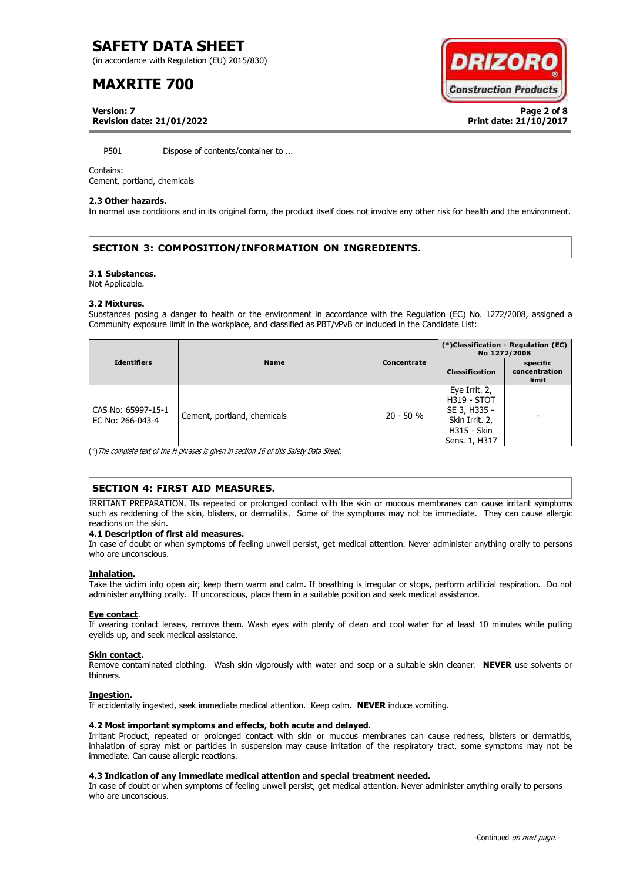P501 Dispose of contents/container to ...

Contains:
Cement, portland, chemicals

**2.3 Other hazards.**
In normal use conditions and in its original form, the product itself does not involve any other risk for health and the environment.

## SECTION 3: COMPOSITION/INFORMATION ON INGREDIENTS.

**3.1 Substances.**
Not Applicable.

**3.2 Mixtures.**
Substances posing a danger to health or the environment in accordance with the Regulation (EC) No. 1272/2008, assigned a Community exposure limit in the workplace, and classified as PBT/vPvB or included in the Candidate List:

| Identifiers | Name | Concentrate | (*)Classification - Regulation (EC) No 1272/2008 | |
|---|---|---|---|---|
| | | | Classification | specific concentration limit |
| CAS No: 65997-15-1 EC No: 266-043-4 | Cement, portland, chemicals | 20 - 50 % | Eye Irrit. 2, H319 - STOT SE 3, H335 - Skin Irrit. 2, H315 - Skin Sens. 1, H317 | - |

(*) *The complete text of the H phrases is given in section 16 of this Safety Data Sheet.*

## SECTION 4: FIRST AID MEASURES.

IRRITANT PREPARATION. Its repeated or prolonged contact with the skin or mucous membranes can cause irritant symptoms such as reddening of the skin, blisters, or dermatitis. Some of the symptoms may not be immediate. They can cause allergic reactions on the skin.

**4.1 Description of first aid measures.**
In case of doubt or when symptoms of feeling unwell persist, get medical attention. Never administer anything orally to persons who are unconscious.

**Inhalation.**
Take the victim into open air; keep them warm and calm. If breathing is irregular or stops, perform artificial respiration. Do not administer anything orally. If unconscious, place them in a suitable position and seek medical assistance.

**Eye contact.**
If wearing contact lenses, remove them. Wash eyes with plenty of clean and cool water for at least 10 minutes while pulling eyelids up, and seek medical assistance.

**Skin contact.**
Remove contaminated clothing. Wash skin vigorously with water and soap or a suitable skin cleaner. **NEVER** use solvents or thinners.

**Ingestion.**
If accidentally ingested, seek immediate medical attention. Keep calm. **NEVER** induce vomiting.

**4.2 Most important symptoms and effects, both acute and delayed.**
Irritant Product, repeated or prolonged contact with skin or mucous membranes can cause redness, blisters or dermatitis, inhalation of spray mist or particles in suspension may cause irritation of the respiratory tract, some symptoms may not be immediate. Can cause allergic reactions.

**4.3 Indication of any immediate medical attention and special treatment needed.**
In case of doubt or when symptoms of feeling unwell persist, get medical attention. Never administer anything orally to persons who are unconscious.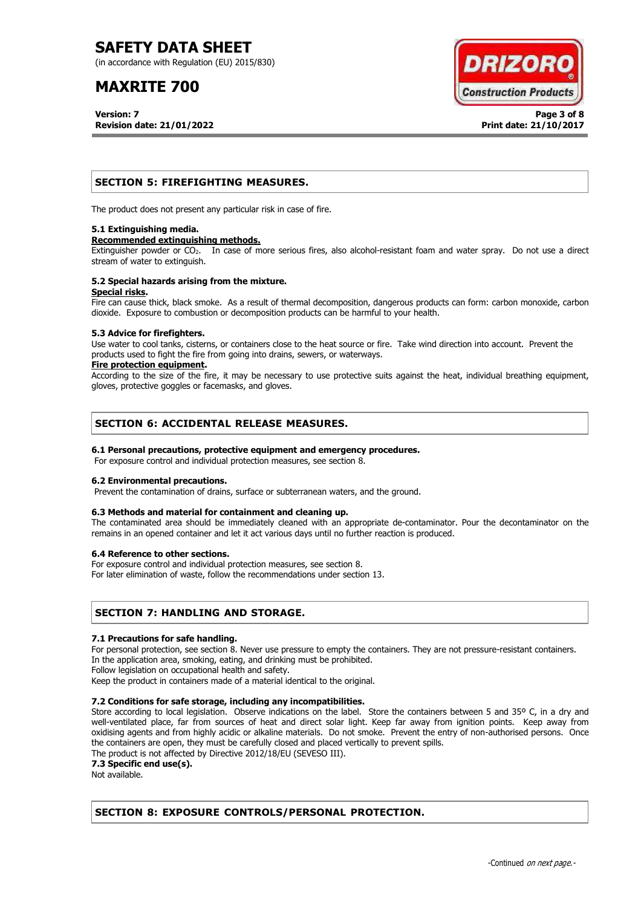## SECTION 5: FIREFIGHTING MEASURES.

The product does not present any particular risk in case of fire.

### 5.1 Extinguishing media.

**Recommended extinguishing methods.**

Extinguisher powder or $CO_2$. In case of more serious fires, also alcohol-resistant foam and water spray. Do not use a direct stream of water to extinguish.

### 5.2 Special hazards arising from the mixture.

**Special risks.**

Fire can cause thick, black smoke. As a result of thermal decomposition, dangerous products can form: carbon monoxide, carbon dioxide. Exposure to combustion or decomposition products can be harmful to your health.

### 5.3 Advice for firefighters.

Use water to cool tanks, cisterns, or containers close to the heat source or fire. Take wind direction into account. Prevent the products used to fight the fire from going into drains, sewers, or waterways.

**Fire protection equipment.**

According to the size of the fire, it may be necessary to use protective suits against the heat, individual breathing equipment, gloves, protective goggles or facemasks, and gloves.

## SECTION 6: ACCIDENTAL RELEASE MEASURES.

### 6.1 Personal precautions, protective equipment and emergency procedures.

For exposure control and individual protection measures, see section 8.

### 6.2 Environmental precautions.

Prevent the contamination of drains, surface or subterranean waters, and the ground.

### 6.3 Methods and material for containment and cleaning up.

The contaminated area should be immediately cleaned with an appropriate de-contaminator. Pour the decontaminator on the remains in an opened container and let it act various days until no further reaction is produced.

### 6.4 Reference to other sections.

For exposure control and individual protection measures, see section 8.
For later elimination of waste, follow the recommendations under section 13.

## SECTION 7: HANDLING AND STORAGE.

### 7.1 Precautions for safe handling.

For personal protection, see section 8. Never use pressure to empty the containers. They are not pressure-resistant containers.
In the application area, smoking, eating, and drinking must be prohibited.
Follow legislation on occupational health and safety.
Keep the product in containers made of a material identical to the original.

### 7.2 Conditions for safe storage, including any incompatibilities.

Store according to local legislation. Observe indications on the label. Store the containers between 5 and 35º C, in a dry and well-ventilated place, far from sources of heat and direct solar light. Keep far away from ignition points. Keep away from oxidising agents and from highly acidic or alkaline materials. Do not smoke. Prevent the entry of non-authorised persons. Once the containers are open, they must be carefully closed and placed vertically to prevent spills.
The product is not affected by Directive 2012/18/EU (SEVESO III).

### 7.3 Specific end use(s).

Not available.

## SECTION 8: EXPOSURE CONTROLS/PERSONAL PROTECTION.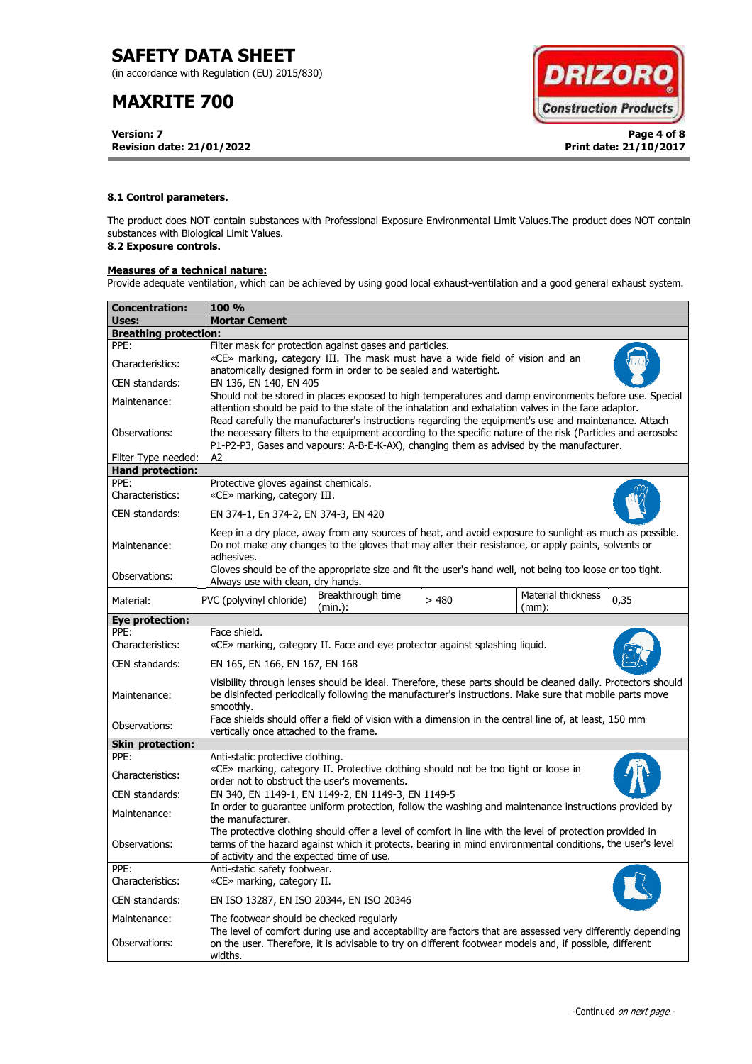**8.1 Control parameters.**

The product does NOT contain substances with Professional Exposure Environmental Limit Values.The product does NOT contain substances with Biological Limit Values.

**8.2 Exposure controls.**

**Measures of a technical nature:**

Provide adequate ventilation, which can be achieved by using good local exhaust-ventilation and a good general exhaust system.

| **Concentration:** | **100 %** | | | | |
|---|---|---|---|---|---|
| **Uses:** | **Mortar Cement** | | | | |
| **Breathing protection:** | | | | | |
| PPE: | Filter mask for protection against gases and particles. | | | | |
| Characteristics: | «CE» marking, category III. The mask must have a wide field of vision and an anatomically designed form in order to be sealed and watertight. | | | | |
| CEN standards: | EN 136, EN 140, EN 405 | | | | |
| Maintenance: | Should not be stored in places exposed to high temperatures and damp environments before use. Special attention should be paid to the state of the inhalation and exhalation valves in the face adaptor. | | | | |
| Observations: | Read carefully the manufacturer's instructions regarding the equipment's use and maintenance. Attach the necessary filters to the equipment according to the specific nature of the risk (Particles and aerosols: P1-P2-P3, Gases and vapours: A-B-E-K-AX), changing them as advised by the manufacturer. | | | | |
| Filter Type needed: | A2 | | | | |
| **Hand protection:** | | | | | |
| PPE: | Protective gloves against chemicals. | | | | |
| Characteristics: | «CE» marking, category III. | | | | |
| CEN standards: | EN 374-1, En 374-2, EN 374-3, EN 420 | | | | |
| Maintenance: | Keep in a dry place, away from any sources of heat, and avoid exposure to sunlight as much as possible. Do not make any changes to the gloves that may alter their resistance, or apply paints, solvents or adhesives. | | | | |
| Observations: | Gloves should be of the appropriate size and fit the user's hand well, not being too loose or too tight. Always use with clean, dry hands. | | | | |
| Material: | PVC (polyvinyl chloride) | Breakthrough time (min.): | > 480 | Material thickness (mm): | 0,35 |
| **Eye protection:** | | | | | |
| PPE: | Face shield. | | | | |
| Characteristics: | «CE» marking, category II. Face and eye protector against splashing liquid. | | | | |
| CEN standards: | EN 165, EN 166, EN 167, EN 168 | | | | |
| Maintenance: | Visibility through lenses should be ideal. Therefore, these parts should be cleaned daily. Protectors should be disinfected periodically following the manufacturer's instructions. Make sure that mobile parts move smoothly. | | | | |
| Observations: | Face shields should offer a field of vision with a dimension in the central line of, at least, 150 mm vertically once attached to the frame. | | | | |
| **Skin protection:** | | | | | |
| PPE: | Anti-static protective clothing. | | | | |
| Characteristics: | «CE» marking, category II. Protective clothing should not be too tight or loose in order not to obstruct the user's movements. | | | | |
| CEN standards: | EN 340, EN 1149-1, EN 1149-2, EN 1149-3, EN 1149-5 | | | | |
| Maintenance: | In order to guarantee uniform protection, follow the washing and maintenance instructions provided by the manufacturer. | | | | |
| Observations: | The protective clothing should offer a level of comfort in line with the level of protection provided in terms of the hazard against which it protects, bearing in mind environmental conditions, the user's level of activity and the expected time of use. | | | | |
| PPE: | Anti-static safety footwear. | | | | |
| Characteristics: | «CE» marking, category II. | | | | |
| CEN standards: | EN ISO 13287, EN ISO 20344, EN ISO 20346 | | | | |
| Maintenance: | The footwear should be checked regularly | | | | |
| Observations: | The level of comfort during use and acceptability are factors that are assessed very differently depending on the user. Therefore, it is advisable to try on different footwear models and, if possible, different widths. | | | | |

-Continued *on next page.*-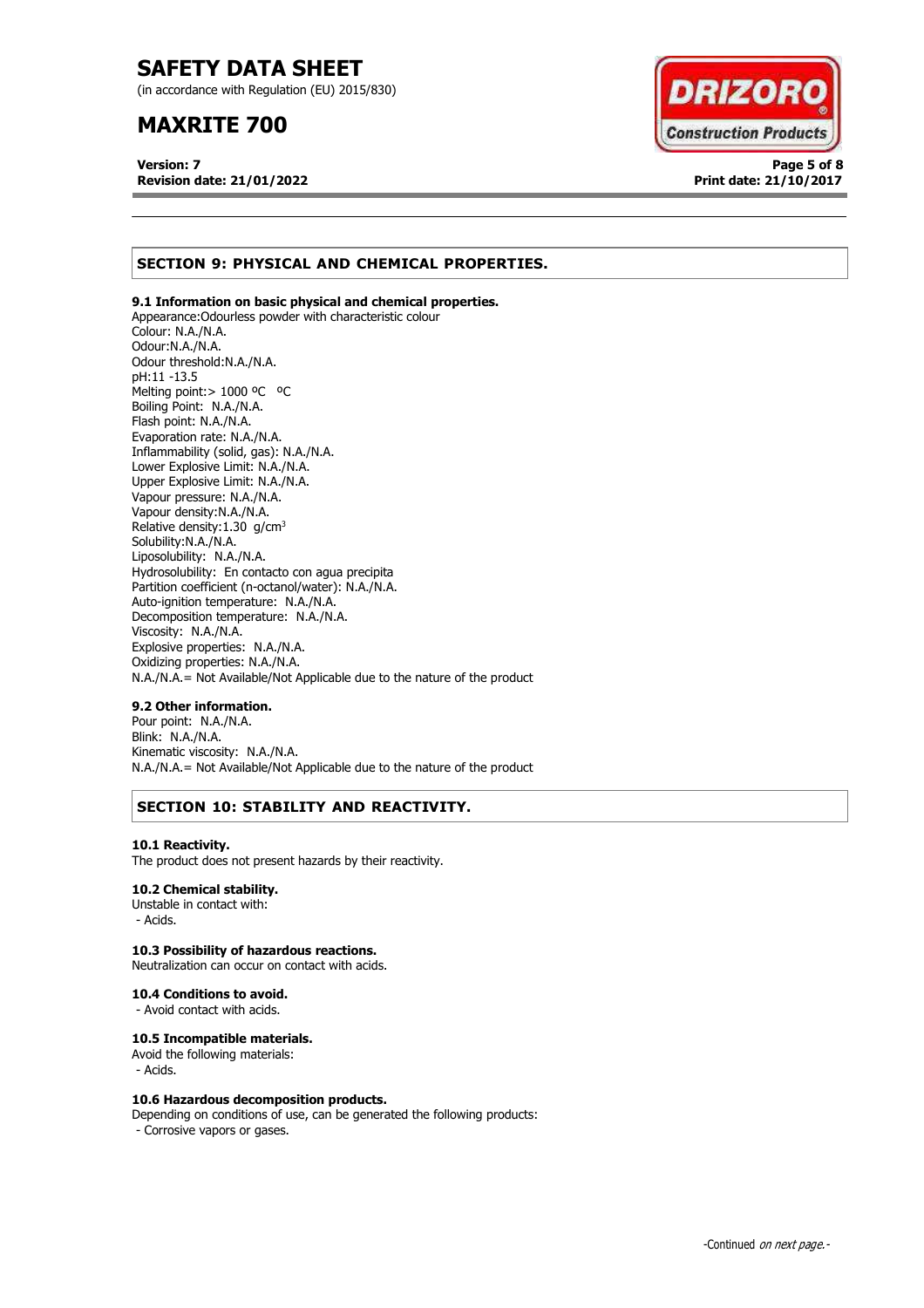## SECTION 9: PHYSICAL AND CHEMICAL PROPERTIES.

**9.1 Information on basic physical and chemical properties.**

Appearance:Odourless powder with characteristic colour
Colour: N.A./N.A.
Odour:N.A./N.A.
Odour threshold:N.A./N.A.
pH:11 -13.5
Melting point:> 1000 ºC ºC
Boiling Point: N.A./N.A.
Flash point: N.A./N.A.
Evaporation rate: N.A./N.A.
Inflammability (solid, gas): N.A./N.A.
Lower Explosive Limit: N.A./N.A.
Upper Explosive Limit: N.A./N.A.
Vapour pressure: N.A./N.A.
Vapour density:N.A./N.A.
Relative density:1.30 g/cm$^3$
Solubility:N.A./N.A.
Liposolubility: N.A./N.A.
Hydrosolubility: En contacto con agua precipita
Partition coefficient (n-octanol/water): N.A./N.A.
Auto-ignition temperature: N.A./N.A.
Decomposition temperature: N.A./N.A.
Viscosity: N.A./N.A.
Explosive properties: N.A./N.A.
Oxidizing properties: N.A./N.A.
N.A./N.A.= Not Available/Not Applicable due to the nature of the product

**9.2 Other information.**

Pour point: N.A./N.A.
Blink: N.A./N.A.
Kinematic viscosity: N.A./N.A.
N.A./N.A.= Not Available/Not Applicable due to the nature of the product

## SECTION 10: STABILITY AND REACTIVITY.

**10.1 Reactivity.**

The product does not present hazards by their reactivity.

**10.2 Chemical stability.**

Unstable in contact with:
- Acids.

**10.3 Possibility of hazardous reactions.**

Neutralization can occur on contact with acids.

**10.4 Conditions to avoid.**

- Avoid contact with acids.

**10.5 Incompatible materials.**

Avoid the following materials:
- Acids.

**10.6 Hazardous decomposition products.**

Depending on conditions of use, can be generated the following products:
- Corrosive vapors or gases.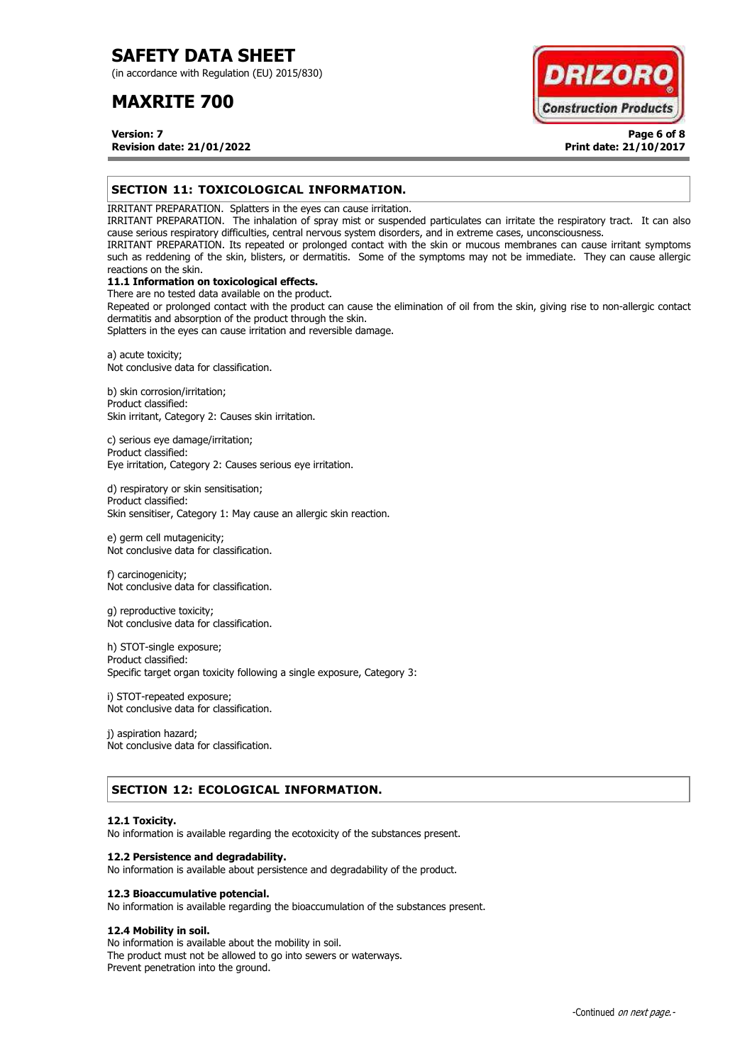## SECTION 11: TOXICOLOGICAL INFORMATION.

IRRITANT PREPARATION. Splatters in the eyes can cause irritation.
IRRITANT PREPARATION. The inhalation of spray mist or suspended particulates can irritate the respiratory tract. It can also cause serious respiratory difficulties, central nervous system disorders, and in extreme cases, unconsciousness.
IRRITANT PREPARATION. Its repeated or prolonged contact with the skin or mucous membranes can cause irritant symptoms such as reddening of the skin, blisters, or dermatitis. Some of the symptoms may not be immediate. They can cause allergic reactions on the skin.

**11.1 Information on toxicological effects.**

There are no tested data available on the product.
Repeated or prolonged contact with the product can cause the elimination of oil from the skin, giving rise to non-allergic contact dermatitis and absorption of the product through the skin.
Splatters in the eyes can cause irritation and reversible damage.

a) acute toxicity;
Not conclusive data for classification.

b) skin corrosion/irritation;
Product classified:
Skin irritant, Category 2: Causes skin irritation.

c) serious eye damage/irritation;
Product classified:
Eye irritation, Category 2: Causes serious eye irritation.

d) respiratory or skin sensitisation;
Product classified:
Skin sensitiser, Category 1: May cause an allergic skin reaction.

e) germ cell mutagenicity;
Not conclusive data for classification.

f) carcinogenicity;
Not conclusive data for classification.

g) reproductive toxicity;
Not conclusive data for classification.

h) STOT-single exposure;
Product classified:
Specific target organ toxicity following a single exposure, Category 3:

i) STOT-repeated exposure;
Not conclusive data for classification.

j) aspiration hazard;
Not conclusive data for classification.

## SECTION 12: ECOLOGICAL INFORMATION.

**12.1 Toxicity.**

No information is available regarding the ecotoxicity of the substances present.

**12.2 Persistence and degradability.**

No information is available about persistence and degradability of the product.

**12.3 Bioaccumulative potencial.**

No information is available regarding the bioaccumulation of the substances present.

**12.4 Mobility in soil.**

No information is available about the mobility in soil.
The product must not be allowed to go into sewers or waterways.
Prevent penetration into the ground.

-Continued *on next page.*-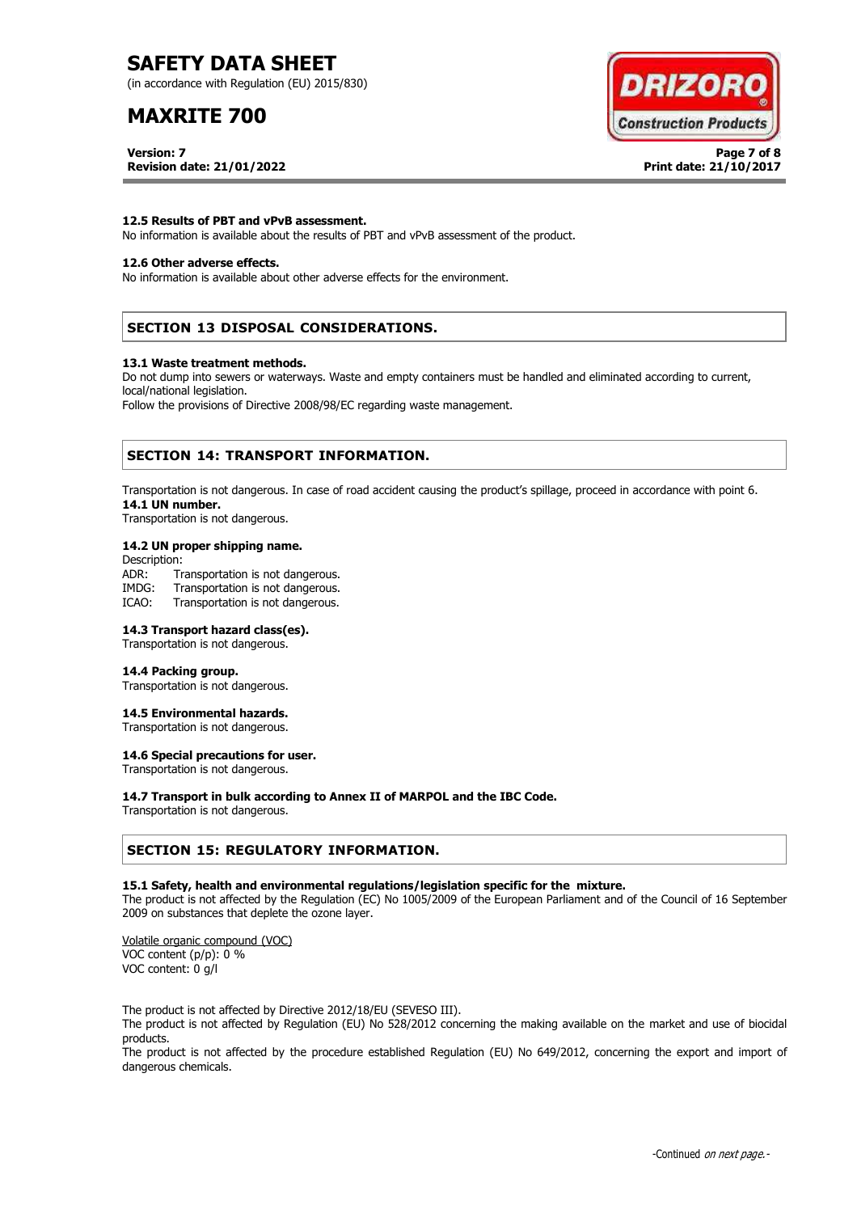**12.5 Results of PBT and vPvB assessment.**
No information is available about the results of PBT and vPvB assessment of the product.

**12.6 Other adverse effects.**
No information is available about other adverse effects for the environment.

## SECTION 13 DISPOSAL CONSIDERATIONS.

**13.1 Waste treatment methods.**
Do not dump into sewers or waterways. Waste and empty containers must be handled and eliminated according to current, local/national legislation.
Follow the provisions of Directive 2008/98/EC regarding waste management.

## SECTION 14: TRANSPORT INFORMATION.

Transportation is not dangerous. In case of road accident causing the product's spillage, proceed in accordance with point 6.

**14.1 UN number.**
Transportation is not dangerous.

**14.2 UN proper shipping name.**
Description:
ADR: Transportation is not dangerous.
IMDG: Transportation is not dangerous.
ICAO: Transportation is not dangerous.

**14.3 Transport hazard class(es).**
Transportation is not dangerous.

**14.4 Packing group.**
Transportation is not dangerous.

**14.5 Environmental hazards.**
Transportation is not dangerous.

**14.6 Special precautions for user.**
Transportation is not dangerous.

**14.7 Transport in bulk according to Annex II of MARPOL and the IBC Code.**
Transportation is not dangerous.

## SECTION 15: REGULATORY INFORMATION.

**15.1 Safety, health and environmental regulations/legislation specific for the mixture.**
The product is not affected by the Regulation (EC) No 1005/2009 of the European Parliament and of the Council of 16 September 2009 on substances that deplete the ozone layer.

Volatile organic compound (VOC)
VOC content (p/p): 0 %
VOC content: 0 g/l

The product is not affected by Directive 2012/18/EU (SEVESO III).
The product is not affected by Regulation (EU) No 528/2012 concerning the making available on the market and use of biocidal products.
The product is not affected by the procedure established Regulation (EU) No 649/2012, concerning the export and import of dangerous chemicals.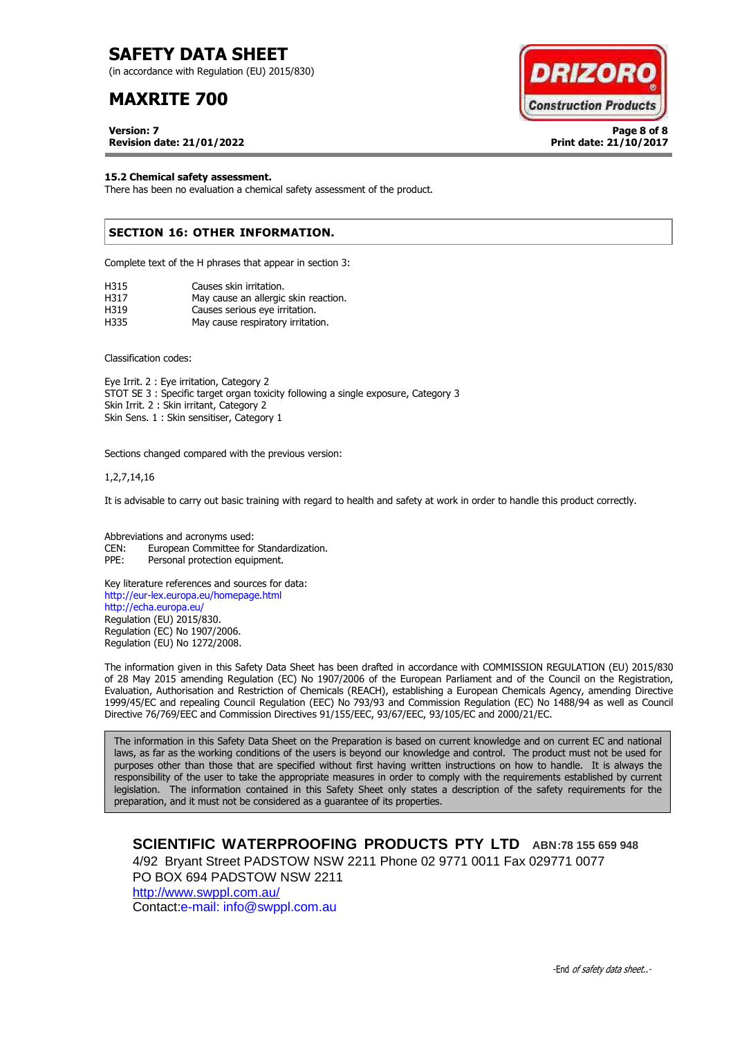**15.2 Chemical safety assessment.**

There has been no evaluation a chemical safety assessment of the product.

## SECTION 16: OTHER INFORMATION.

Complete text of the H phrases that appear in section 3:

| | |
|---|---|
| H315 | Causes skin irritation. |
| H317 | May cause an allergic skin reaction. |
| H319 | Causes serious eye irritation. |
| H335 | May cause respiratory irritation. |

Classification codes:

Eye Irrit. 2 : Eye irritation, Category 2
STOT SE 3 : Specific target organ toxicity following a single exposure, Category 3
Skin Irrit. 2 : Skin irritant, Category 2
Skin Sens. 1 : Skin sensitiser, Category 1

Sections changed compared with the previous version:

1,2,7,14,16

It is advisable to carry out basic training with regard to health and safety at work in order to handle this product correctly.

Abbreviations and acronyms used:
CEN: European Committee for Standardization.
PPE: Personal protection equipment.

Key literature references and sources for data:
http://eur-lex.europa.eu/homepage.html
http://echa.europa.eu/
Regulation (EU) 2015/830.
Regulation (EC) No 1907/2006.
Regulation (EU) No 1272/2008.

The information given in this Safety Data Sheet has been drafted in accordance with COMMISSION REGULATION (EU) 2015/830 of 28 May 2015 amending Regulation (EC) No 1907/2006 of the European Parliament and of the Council on the Registration, Evaluation, Authorisation and Restriction of Chemicals (REACH), establishing a European Chemicals Agency, amending Directive 1999/45/EC and repealing Council Regulation (EEC) No 793/93 and Commission Regulation (EC) No 1488/94 as well as Council Directive 76/769/EEC and Commission Directives 91/155/EEC, 93/67/EEC, 93/105/EC and 2000/21/EC.

The information in this Safety Data Sheet on the Preparation is based on current knowledge and on current EC and national laws, as far as the working conditions of the users is beyond our knowledge and control. The product must not be used for purposes other than those that are specified without first having written instructions on how to handle. It is always the responsibility of the user to take the appropriate measures in order to comply with the requirements established by current legislation. The information contained in this Safety Sheet only states a description of the safety requirements for the preparation, and it must not be considered as a guarantee of its properties.

**SCIENTIFIC WATERPROOFING PRODUCTS PTY LTD** ABN:78 155 659 948
4/92 Bryant Street PADSTOW NSW 2211 Phone 02 9771 0011 Fax 029771 0077
PO BOX 694 PADSTOW NSW 2211
http://www.swppl.com.au/
Contact:e-mail: info@swppl.com.au

-End *of safety data sheet..*-